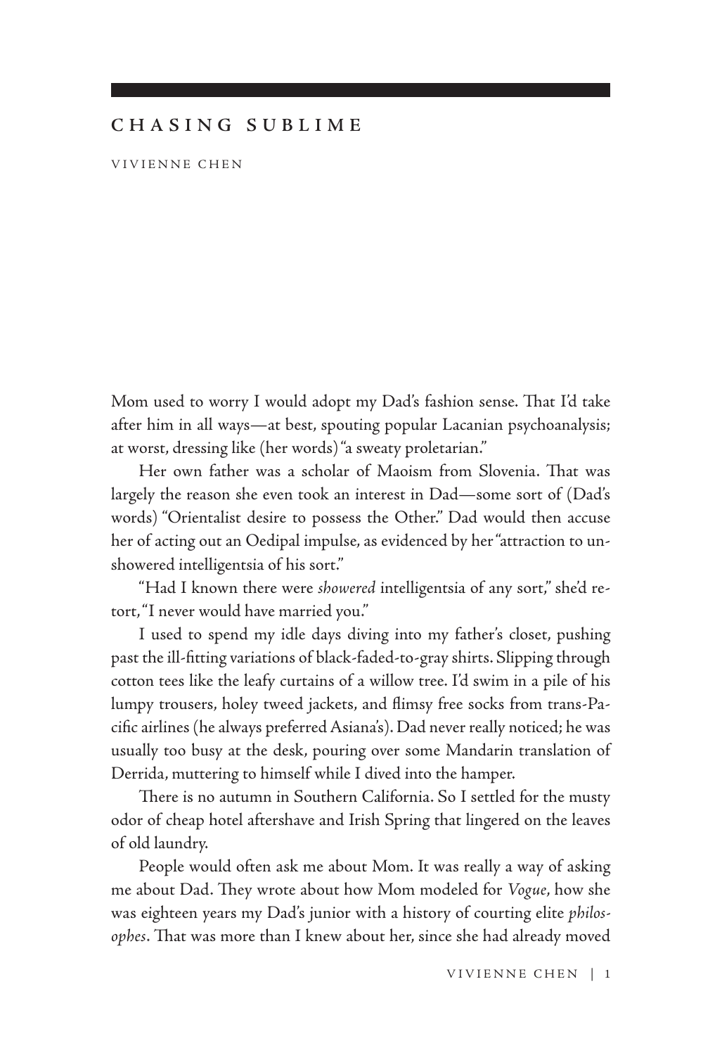# CHASING SUBLIME

VIVIENNE CHEN

Mom used to worry I would adopt my Dad's fashion sense. That I'd take after him in all ways—at best, spouting popular Lacanian psychoanalysis; at worst, dressing like (her words) "a sweaty proletarian."

Her own father was a scholar of Maoism from Slovenia. That was largely the reason she even took an interest in Dad—some sort of (Dad's words) "Orientalist desire to possess the Other." Dad would then accuse her of acting out an Oedipal impulse, as evidenced by her "attraction to unshowered intelligentsia of his sort."

"Had I known there were *showered* intelligentsia of any sort," she'd retort, "I never would have married you."

I used to spend my idle days diving into my father's closet, pushing past the ill-fitting variations of black-faded-to-gray shirts. Slipping through cotton tees like the leafy curtains of a willow tree. I'd swim in a pile of his lumpy trousers, holey tweed jackets, and flimsy free socks from trans-Pacific airlines (he always preferred Asiana's). Dad never really noticed; he was usually too busy at the desk, pouring over some Mandarin translation of Derrida, muttering to himself while I dived into the hamper.

There is no autumn in Southern California. So I settled for the musty odor of cheap hotel aftershave and Irish Spring that lingered on the leaves of old laundry.

People would often ask me about Mom. It was really a way of asking me about Dad. They wrote about how Mom modeled for *Vogue*, how she was eighteen years my Dad's junior with a history of courting elite *philosophes*. That was more than I knew about her, since she had already moved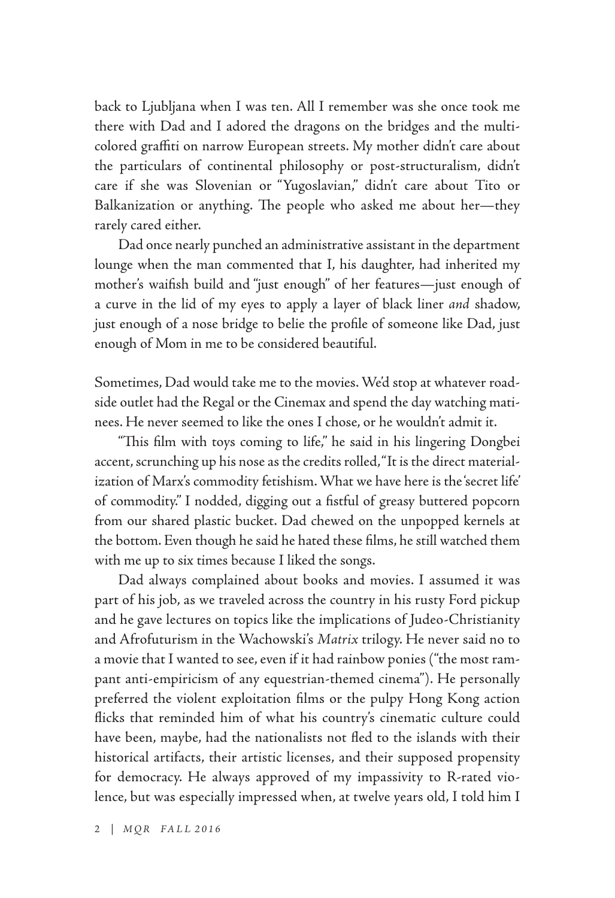back to Ljubljana when I was ten. All I remember was she once took me there with Dad and I adored the dragons on the bridges and the multi-colored graffiti on narrow European streets. My mother didn't care about the particulars of continental philosophy or post-structuralism, didn't care if she was Slovenian or "Yugoslavian," didn't care about Tito or Balkanization or anything. The people who asked me about her—they rarely cared either.

Dad once nearly punched an administrative assistant in the department lounge when the man commented that I, his daughter, had inherited my mother's waifish build and "just enough" of her features—just enough of a curve in the lid of my eyes to apply a layer of black liner *and* shadow, just enough of a nose bridge to belie the profile of someone like Dad, just enough of Mom in me to be considered beautiful.

Sometimes, Dad would take me to the movies. We'd stop at whatever road-side outlet had the Regal or the Cinemax and spend the day watching matinees. He never seemed to like the ones I chose, or he wouldn't admit it.

"This film with toys coming to life," he said in his lingering Dongbei accent, scrunching up his nose as the credits rolled, "It is the direct materialization of Marx's commodity fetishism. What we have here is the 'secret life' of commodity." I nodded, digging out a fistful of greasy buttered popcorn from our shared plastic bucket. Dad chewed on the unpopped kernels at the bottom. Even though he said he hated these films, he still watched them with me up to six times because I liked the songs.

Dad always complained about books and movies. I assumed it was part of his job, as we traveled across the country in his rusty Ford pickup and he gave lectures on topics like the implications of Judeo-Christianity and Afrofuturism in the Wachowski's *Matrix* trilogy. He never said no to a movie that I wanted to see, even if it had rainbow ponies ("the most rampant anti-empiricism of any equestrian-themed cinema"). He personally preferred the violent exploitation films or the pulpy Hong Kong action flicks that reminded him of what his country's cinematic culture could have been, maybe, had the nationalists not fled to the islands with their historical artifacts, their artistic licenses, and their supposed propensity for democracy. He always approved of my impassivity to R-rated violence, but was especially impressed when, at twelve years old, I told him I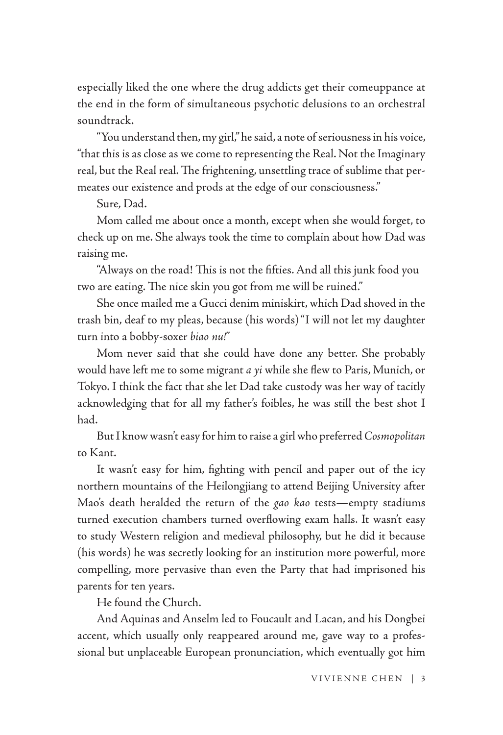especially liked the one where the drug addicts get their comeuppance at the end in the form of simultaneous psychotic delusions to an orchestral soundtrack.

"You understand then, my girl," he said, a note of seriousness in his voice, "that this is as close as we come to representing the Real. Not the Imaginary real, but the Real real. The frightening, unsettling trace of sublime that permeates our existence and prods at the edge of our consciousness."

Sure, Dad.

Mom called me about once a month, except when she would forget, to check up on me. She always took the time to complain about how Dad was raising me.

"Always on the road! This is not the fifties. And all this junk food you two are eating. The nice skin you got from me will be ruined."

She once mailed me a Gucci denim miniskirt, which Dad shoved in the trash bin, deaf to my pleas, because (his words) "I will not let my daughter turn into a bobby-soxer *biao nu*!"

Mom never said that she could have done any better. She probably would have left me to some migrant *a yi* while she flew to Paris, Munich, or Tokyo. I think the fact that she let Dad take custody was her way of tacitly acknowledging that for all my father's foibles, he was still the best shot I had.

But I know wasn't easy for him to raise a girl who preferred *Cosmopolitan* to Kant.

It wasn't easy for him, fighting with pencil and paper out of the icy northern mountains of the Heilongjiang to attend Beijing University after Mao's death heralded the return of the *gao kao* tests—empty stadiums turned execution chambers turned overflowing exam halls. It wasn't easy to study Western religion and medieval philosophy, but he did it because (his words) he was secretly looking for an institution more powerful, more compelling, more pervasive than even the Party that had imprisoned his parents for ten years.

He found the Church.

And Aquinas and Anselm led to Foucault and Lacan, and his Dongbei accent, which usually only reappeared around me, gave way to a professional but unplaceable European pronunciation, which eventually got him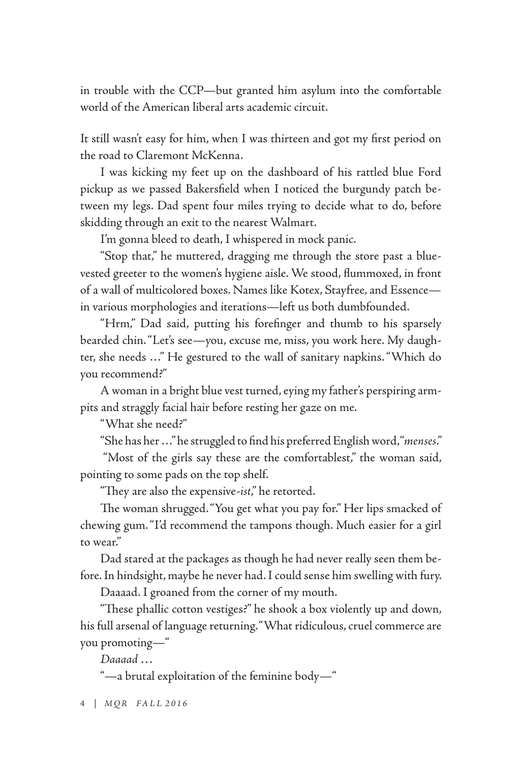in trouble with the CCP—but granted him asylum into the comfortable world of the American liberal arts academic circuit.

It still wasn't easy for him, when I was thirteen and got my first period on the road to Claremont McKenna.

I was kicking my feet up on the dashboard of his rattled blue Ford pickup as we passed Bakersfield when I noticed the burgundy patch between my legs. Dad spent four miles trying to decide what to do, before skidding through an exit to the nearest Walmart.

I'm gonna bleed to death, I whispered in mock panic.

"Stop that," he muttered, dragging me through the store past a blue-vested greeter to the women's hygiene aisle. We stood, flummoxed, in front of a wall of multicolored boxes. Names like Kotex, Stayfree, and Essence—in various morphologies and iterations—left us both dumbfounded.

"Hrm," Dad said, putting his forefinger and thumb to his sparsely bearded chin. "Let's see—you, excuse me, miss, you work here. My daughter, she needs …" He gestured to the wall of sanitary napkins. "Which do you recommend?"

A woman in a bright blue vest turned, eying my father's perspiring armpits and straggly facial hair before resting her gaze on me.

"What she need?"

"She has her …" he struggled to find his preferred English word, "*menses*."

"Most of the girls say these are the comfortablest," the woman said, pointing to some pads on the top shelf.

"They are also the expensive-*ist*," he retorted.

The woman shrugged. "You get what you pay for." Her lips smacked of chewing gum. "I'd recommend the tampons though. Much easier for a girl to wear."

Dad stared at the packages as though he had never really seen them before. In hindsight, maybe he never had. I could sense him swelling with fury.

Daaaad. I groaned from the corner of my mouth.

"These phallic cotton vestiges?" he shook a box violently up and down, his full arsenal of language returning. "What ridiculous, cruel commerce are you promoting—"

*Daaaad …*

"—a brutal exploitation of the feminine body—"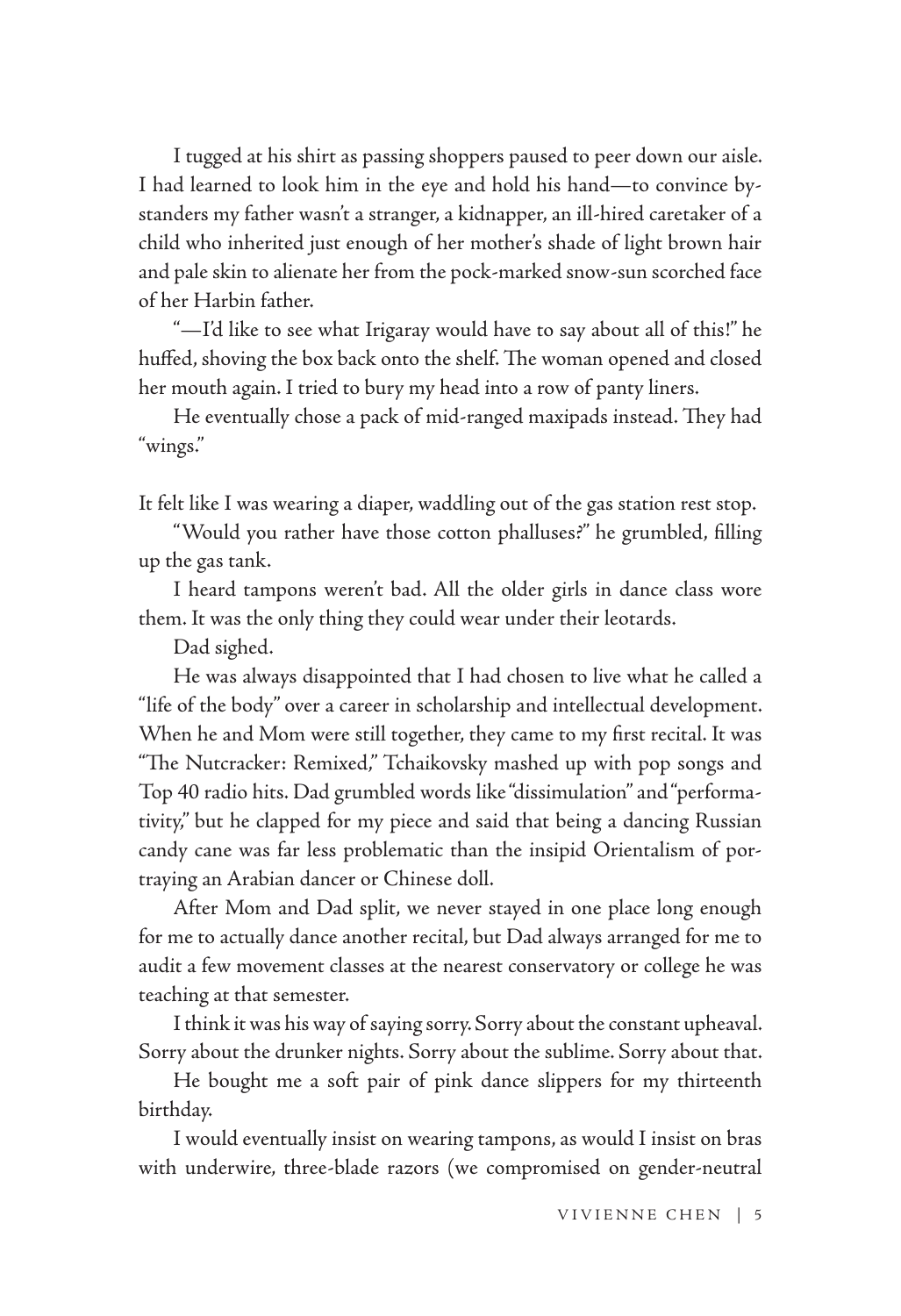I tugged at his shirt as passing shoppers paused to peer down our aisle. I had learned to look him in the eye and hold his hand—to convince bystanders my father wasn't a stranger, a kidnapper, an ill-hired caretaker of a child who inherited just enough of her mother's shade of light brown hair and pale skin to alienate her from the pock-marked snow-sun scorched face of her Harbin father.

"—I'd like to see what Irigaray would have to say about all of this!" he huffed, shoving the box back onto the shelf. The woman opened and closed her mouth again. I tried to bury my head into a row of panty liners.

He eventually chose a pack of mid-ranged maxipads instead. They had "wings."

It felt like I was wearing a diaper, waddling out of the gas station rest stop.

"Would you rather have those cotton phalluses?" he grumbled, filling up the gas tank.

I heard tampons weren't bad. All the older girls in dance class wore them. It was the only thing they could wear under their leotards.

Dad sighed.

He was always disappointed that I had chosen to live what he called a "life of the body" over a career in scholarship and intellectual development. When he and Mom were still together, they came to my first recital. It was "The Nutcracker: Remixed," Tchaikovsky mashed up with pop songs and Top 40 radio hits. Dad grumbled words like "dissimulation" and "performativity," but he clapped for my piece and said that being a dancing Russian candy cane was far less problematic than the insipid Orientalism of portraying an Arabian dancer or Chinese doll.

After Mom and Dad split, we never stayed in one place long enough for me to actually dance another recital, but Dad always arranged for me to audit a few movement classes at the nearest conservatory or college he was teaching at that semester.

I think it was his way of saying sorry. Sorry about the constant upheaval. Sorry about the drunker nights. Sorry about the sublime. Sorry about that.

He bought me a soft pair of pink dance slippers for my thirteenth birthday.

I would eventually insist on wearing tampons, as would I insist on bras with underwire, three-blade razors (we compromised on gender-neutral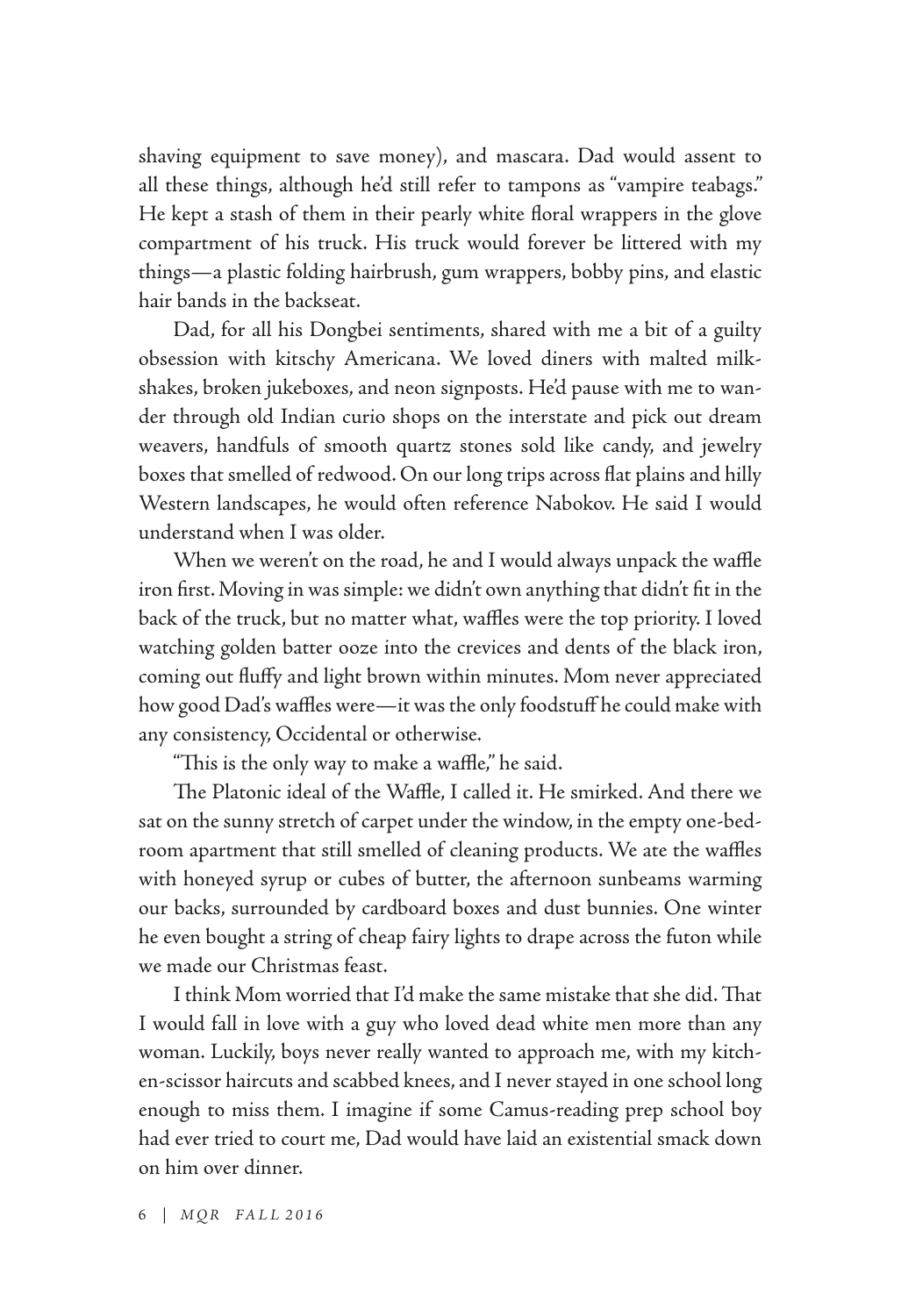shaving equipment to save money), and mascara. Dad would assent to all these things, although he'd still refer to tampons as "vampire teabags." He kept a stash of them in their pearly white floral wrappers in the glove compartment of his truck. His truck would forever be littered with my things—a plastic folding hairbrush, gum wrappers, bobby pins, and elastic hair bands in the backseat.

Dad, for all his Dongbei sentiments, shared with me a bit of a guilty obsession with kitschy Americana. We loved diners with malted milkshakes, broken jukeboxes, and neon signposts. He'd pause with me to wander through old Indian curio shops on the interstate and pick out dream weavers, handfuls of smooth quartz stones sold like candy, and jewelry boxes that smelled of redwood. On our long trips across flat plains and hilly Western landscapes, he would often reference Nabokov. He said I would understand when I was older.

When we weren't on the road, he and I would always unpack the waffle iron first. Moving in was simple: we didn't own anything that didn't fit in the back of the truck, but no matter what, waffles were the top priority. I loved watching golden batter ooze into the crevices and dents of the black iron, coming out fluffy and light brown within minutes. Mom never appreciated how good Dad's waffles were—it was the only foodstuff he could make with any consistency, Occidental or otherwise.

"This is the only way to make a waffle," he said.

The Platonic ideal of the Waffle, I called it. He smirked. And there we sat on the sunny stretch of carpet under the window, in the empty one-bedroom apartment that still smelled of cleaning products. We ate the waffles with honeyed syrup or cubes of butter, the afternoon sunbeams warming our backs, surrounded by cardboard boxes and dust bunnies. One winter he even bought a string of cheap fairy lights to drape across the futon while we made our Christmas feast.

I think Mom worried that I'd make the same mistake that she did. That I would fall in love with a guy who loved dead white men more than any woman. Luckily, boys never really wanted to approach me, with my kitchen-scissor haircuts and scabbed knees, and I never stayed in one school long enough to miss them. I imagine if some Camus-reading prep school boy had ever tried to court me, Dad would have laid an existential smack down on him over dinner.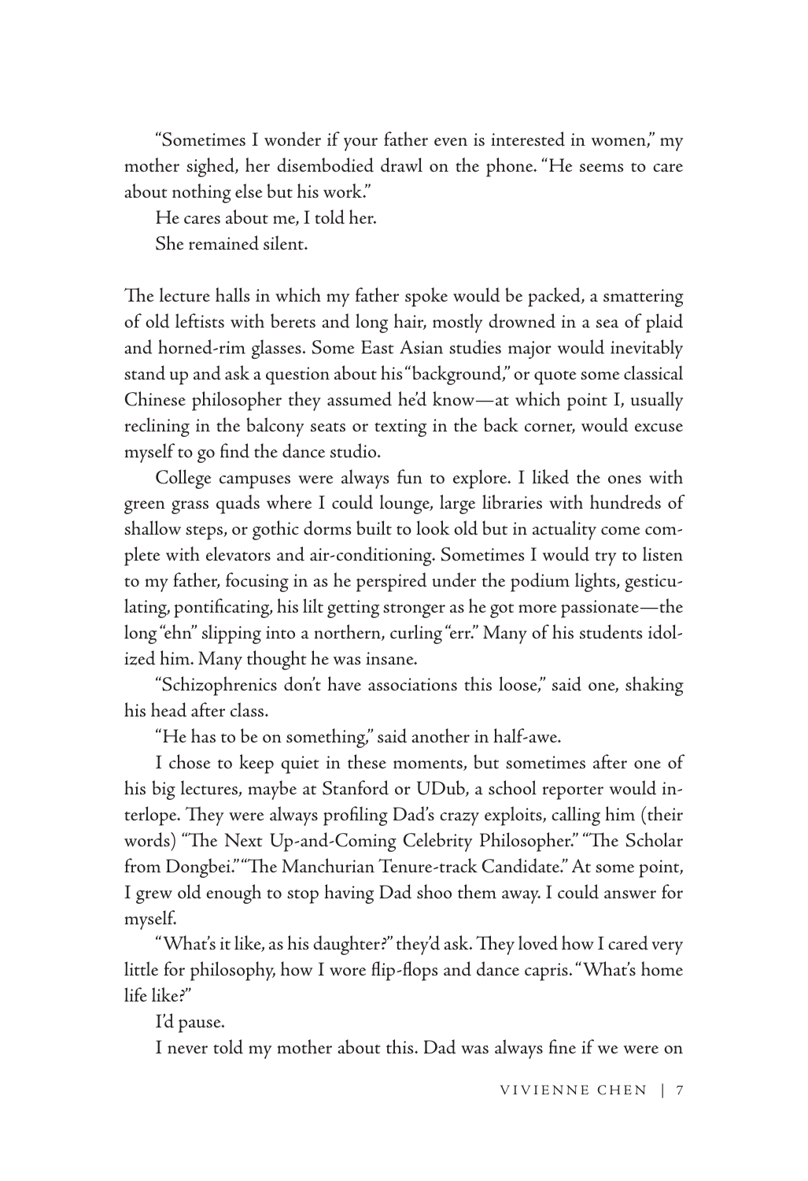"Sometimes I wonder if your father even is interested in women," my mother sighed, her disembodied drawl on the phone. "He seems to care about nothing else but his work."

He cares about me, I told her.

She remained silent.

The lecture halls in which my father spoke would be packed, a smattering of old leftists with berets and long hair, mostly drowned in a sea of plaid and horned-rim glasses. Some East Asian studies major would inevitably stand up and ask a question about his "background," or quote some classical Chinese philosopher they assumed he'd know—at which point I, usually reclining in the balcony seats or texting in the back corner, would excuse myself to go find the dance studio.

College campuses were always fun to explore. I liked the ones with green grass quads where I could lounge, large libraries with hundreds of shallow steps, or gothic dorms built to look old but in actuality come complete with elevators and air-conditioning. Sometimes I would try to listen to my father, focusing in as he perspired under the podium lights, gesticulating, pontificating, his lilt getting stronger as he got more passionate—the long "ehn" slipping into a northern, curling "err." Many of his students idolized him. Many thought he was insane.

"Schizophrenics don't have associations this loose," said one, shaking his head after class.

"He has to be on something," said another in half-awe.

I chose to keep quiet in these moments, but sometimes after one of his big lectures, maybe at Stanford or UDub, a school reporter would interlope. They were always profiling Dad's crazy exploits, calling him (their words) "The Next Up-and-Coming Celebrity Philosopher." "The Scholar from Dongbei." "The Manchurian Tenure-track Candidate." At some point, I grew old enough to stop having Dad shoo them away. I could answer for myself.

"What's it like, as his daughter?" they'd ask. They loved how I cared very little for philosophy, how I wore flip-flops and dance capris. "What's home life like?"

I'd pause.

I never told my mother about this. Dad was always fine if we were on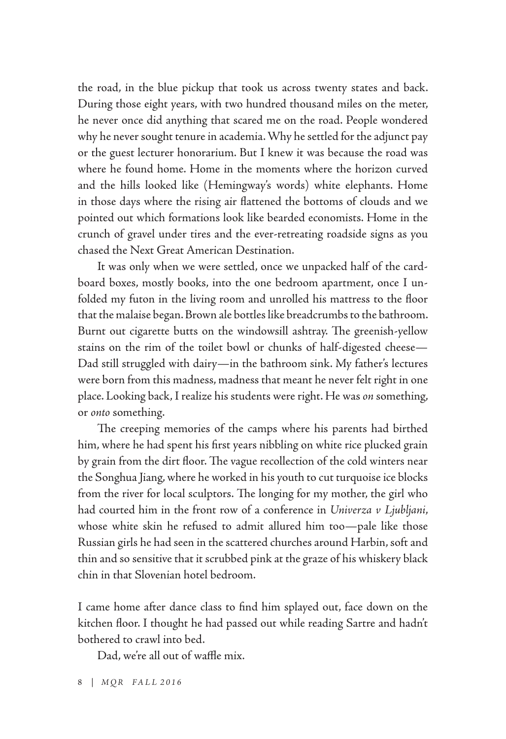the road, in the blue pickup that took us across twenty states and back. During those eight years, with two hundred thousand miles on the meter, he never once did anything that scared me on the road. People wondered why he never sought tenure in academia. Why he settled for the adjunct pay or the guest lecturer honorarium. But I knew it was because the road was where he found home. Home in the moments where the horizon curved and the hills looked like (Hemingway's words) white elephants. Home in those days where the rising air flattened the bottoms of clouds and we pointed out which formations look like bearded economists. Home in the crunch of gravel under tires and the ever-retreating roadside signs as you chased the Next Great American Destination.

It was only when we were settled, once we unpacked half of the cardboard boxes, mostly books, into the one bedroom apartment, once I unfolded my futon in the living room and unrolled his mattress to the floor that the malaise began. Brown ale bottles like breadcrumbs to the bathroom. Burnt out cigarette butts on the windowsill ashtray. The greenish-yellow stains on the rim of the toilet bowl or chunks of half-digested cheese—Dad still struggled with dairy—in the bathroom sink. My father's lectures were born from this madness, madness that meant he never felt right in one place. Looking back, I realize his students were right. He was *on* something, or *onto* something.

The creeping memories of the camps where his parents had birthed him, where he had spent his first years nibbling on white rice plucked grain by grain from the dirt floor. The vague recollection of the cold winters near the Songhua Jiang, where he worked in his youth to cut turquoise ice blocks from the river for local sculptors. The longing for my mother, the girl who had courted him in the front row of a conference in *Univerza v Ljubljani*, whose white skin he refused to admit allured him too—pale like those Russian girls he had seen in the scattered churches around Harbin, soft and thin and so sensitive that it scrubbed pink at the graze of his whiskery black chin in that Slovenian hotel bedroom.

I came home after dance class to find him splayed out, face down on the kitchen floor. I thought he had passed out while reading Sartre and hadn't bothered to crawl into bed.

Dad, we're all out of waffle mix.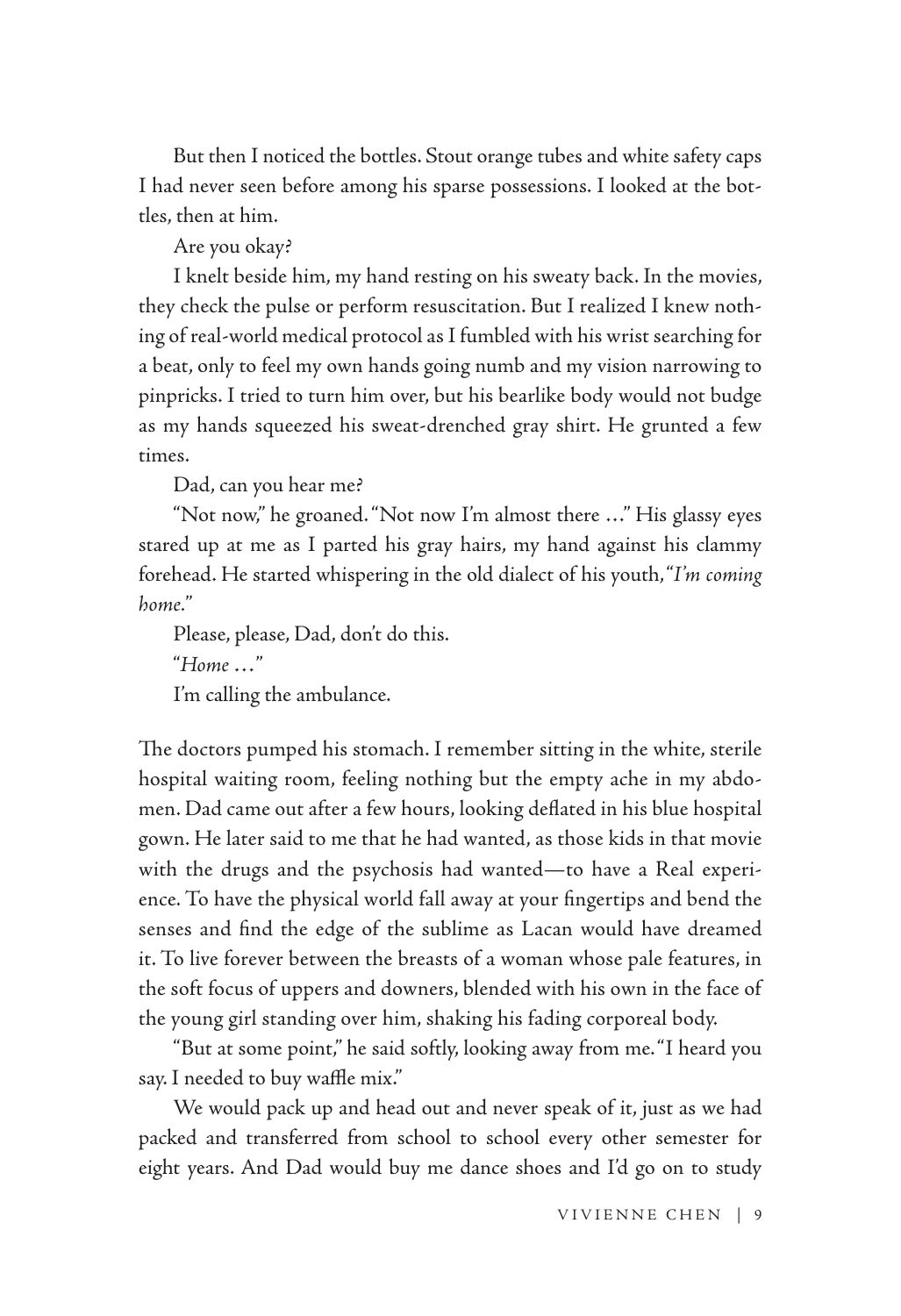But then I noticed the bottles. Stout orange tubes and white safety caps I had never seen before among his sparse possessions. I looked at the bottles, then at him.

Are you okay?

I knelt beside him, my hand resting on his sweaty back. In the movies, they check the pulse or perform resuscitation. But I realized I knew nothing of real-world medical protocol as I fumbled with his wrist searching for a beat, only to feel my own hands going numb and my vision narrowing to pinpricks. I tried to turn him over, but his bearlike body would not budge as my hands squeezed his sweat-drenched gray shirt. He grunted a few times.

Dad, can you hear me?

"Not now," he groaned. "Not now I'm almost there …" His glassy eyes stared up at me as I parted his gray hairs, my hand against his clammy forehead. He started whispering in the old dialect of his youth, "*I'm coming home.*"

Please, please, Dad, don't do this.

"*Home …*"

I'm calling the ambulance.

The doctors pumped his stomach. I remember sitting in the white, sterile hospital waiting room, feeling nothing but the empty ache in my abdomen. Dad came out after a few hours, looking deflated in his blue hospital gown. He later said to me that he had wanted, as those kids in that movie with the drugs and the psychosis had wanted—to have a Real experience. To have the physical world fall away at your fingertips and bend the senses and find the edge of the sublime as Lacan would have dreamed it. To live forever between the breasts of a woman whose pale features, in the soft focus of uppers and downers, blended with his own in the face of the young girl standing over him, shaking his fading corporeal body.

"But at some point," he said softly, looking away from me. "I heard you say. I needed to buy waffle mix."

We would pack up and head out and never speak of it, just as we had packed and transferred from school to school every other semester for eight years. And Dad would buy me dance shoes and I'd go on to study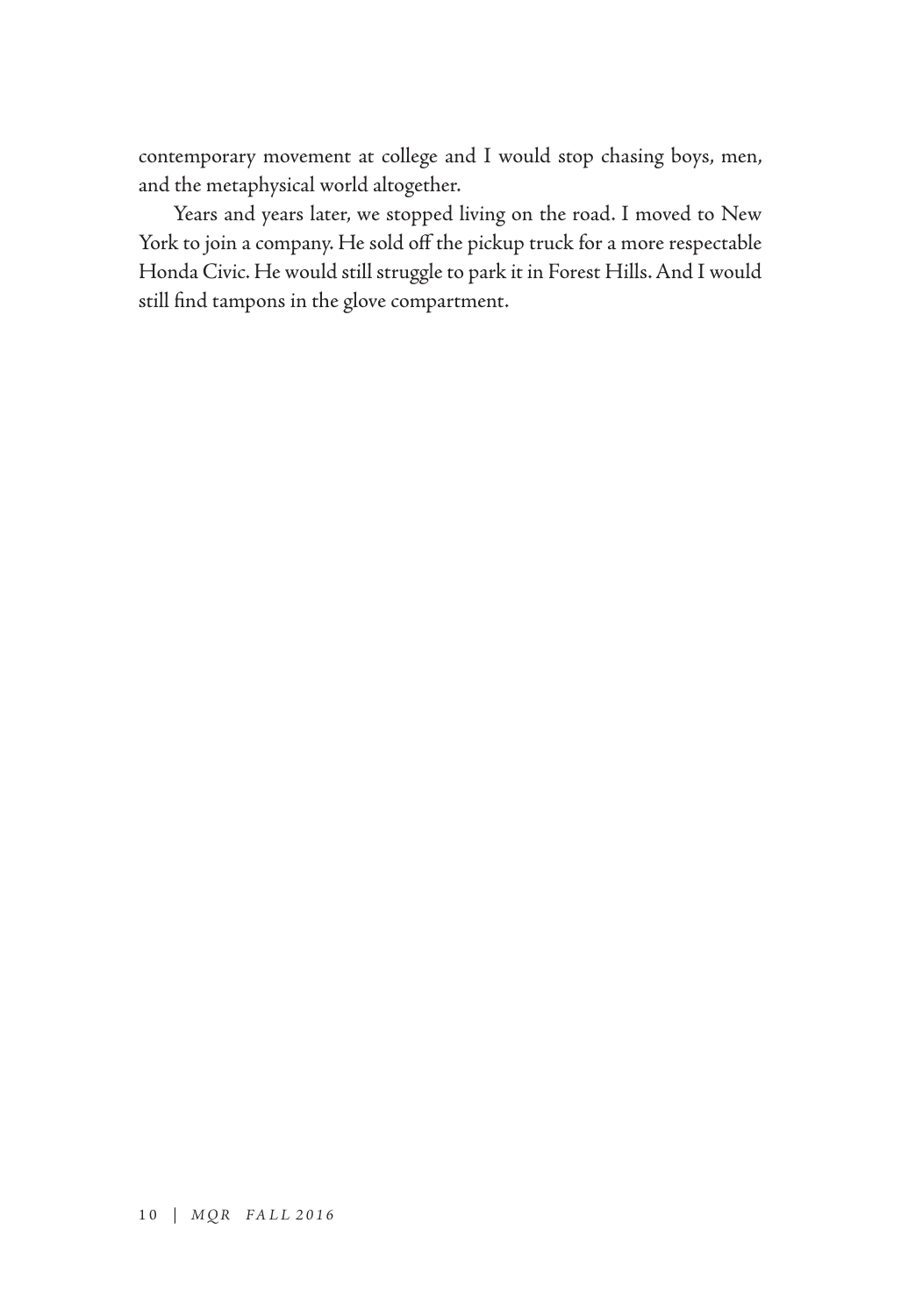contemporary movement at college and I would stop chasing boys, men, and the metaphysical world altogether.

Years and years later, we stopped living on the road. I moved to New York to join a company. He sold off the pickup truck for a more respectable Honda Civic. He would still struggle to park it in Forest Hills. And I would still find tampons in the glove compartment.